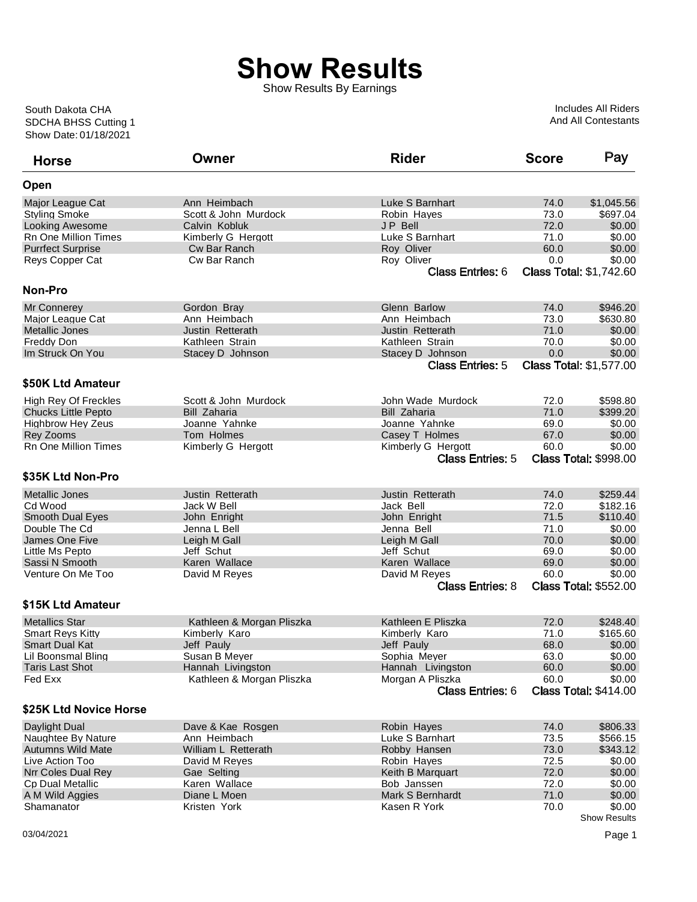# Show Results

Show Results By Earnings

South Dakota CHA
SDCHA BHSS Cutting 1
Show Date: 01/18/2021

Includes All Riders
And All Contestants

| Horse | Owner | Rider | Score | Pay |
|---|---|---|---|---|
| **Open** | | | | |
| Major League Cat | Ann Heimbach | Luke S Barnhart | 74.0 | $1,045.56 |
| Styling Smoke | Scott & John Murdock | Robin Hayes | 73.0 | $697.04 |
| Looking Awesome | Calvin Kobluk | J P Bell | 72.0 | $0.00 |
| Rn One Million Times | Kimberly G Hergott | Luke S Barnhart | 71.0 | $0.00 |
| Purrfect Surprise | Cw Bar Ranch | Roy Oliver | 60.0 | $0.00 |
| Reys Copper Cat | Cw Bar Ranch | Roy Oliver | 0.0 | $0.00 |
| | | Class Entries: 6 | Class Total: | $1,742.60 |
| **Non-Pro** | | | | |
| Mr Connerey | Gordon Bray | Glenn Barlow | 74.0 | $946.20 |
| Major League Cat | Ann Heimbach | Ann Heimbach | 73.0 | $630.80 |
| Metallic Jones | Justin Retterath | Justin Retterath | 71.0 | $0.00 |
| Freddy Don | Kathleen Strain | Kathleen Strain | 70.0 | $0.00 |
| Im Struck On You | Stacey D Johnson | Stacey D Johnson | 0.0 | $0.00 |
| | | Class Entries: 5 | Class Total: | $1,577.00 |
| **$50K Ltd Amateur** | | | | |
| High Rey Of Freckles | Scott & John Murdock | John Wade Murdock | 72.0 | $598.80 |
| Chucks Little Pepto | Bill Zaharia | Bill Zaharia | 71.0 | $399.20 |
| Highbrow Hey Zeus | Joanne Yahnke | Joanne Yahnke | 69.0 | $0.00 |
| Rey Zooms | Tom Holmes | Casey T Holmes | 67.0 | $0.00 |
| Rn One Million Times | Kimberly G Hergott | Kimberly G Hergott | 60.0 | $0.00 |
| | | Class Entries: 5 | Class Total: | $998.00 |
| **$35K Ltd Non-Pro** | | | | |
| Metallic Jones | Justin Retterath | Justin Retterath | 74.0 | $259.44 |
| Cd Wood | Jack W Bell | Jack Bell | 72.0 | $182.16 |
| Smooth Dual Eyes | John Enright | John Enright | 71.5 | $110.40 |
| Double The Cd | Jenna L Bell | Jenna Bell | 71.0 | $0.00 |
| James One Five | Leigh M Gall | Leigh M Gall | 70.0 | $0.00 |
| Little Ms Pepto | Jeff Schut | Jeff Schut | 69.0 | $0.00 |
| Sassi N Smooth | Karen Wallace | Karen Wallace | 69.0 | $0.00 |
| Venture On Me Too | David M Reyes | David M Reyes | 60.0 | $0.00 |
| | | Class Entries: 8 | Class Total: | $552.00 |
| **$15K Ltd Amateur** | | | | |
| Metallics Star | Kathleen & Morgan Pliszka | Kathleen E Pliszka | 72.0 | $248.40 |
| Smart Reys Kitty | Kimberly Karo | Kimberly Karo | 71.0 | $165.60 |
| Smart Dual Kat | Jeff Pauly | Jeff Pauly | 68.0 | $0.00 |
| Lil Boonsmal Bling | Susan B Meyer | Sophia Meyer | 63.0 | $0.00 |
| Taris Last Shot | Hannah Livingston | Hannah Livingston | 60.0 | $0.00 |
| Fed Exx | Kathleen & Morgan Pliszka | Morgan A Pliszka | 60.0 | $0.00 |
| | | Class Entries: 6 | Class Total: | $414.00 |
| **$25K Ltd Novice Horse** | | | | |
| Daylight Dual | Dave & Kae Rosgen | Robin Hayes | 74.0 | $806.33 |
| Naughtee By Nature | Ann Heimbach | Luke S Barnhart | 73.5 | $566.15 |
| Autumns Wild Mate | William L Retterath | Robby Hansen | 73.0 | $343.12 |
| Live Action Too | David M Reyes | Robin Hayes | 72.5 | $0.00 |
| Nrr Coles Dual Rey | Gae Selting | Keith B Marquart | 72.0 | $0.00 |
| Cp Dual Metallic | Karen Wallace | Bob Janssen | 72.0 | $0.00 |
| A M Wild Aggies | Diane L Moen | Mark S Bernhardt | 71.0 | $0.00 |
| Shamanator | Kristen York | Kasen R York | 70.0 | $0.00 |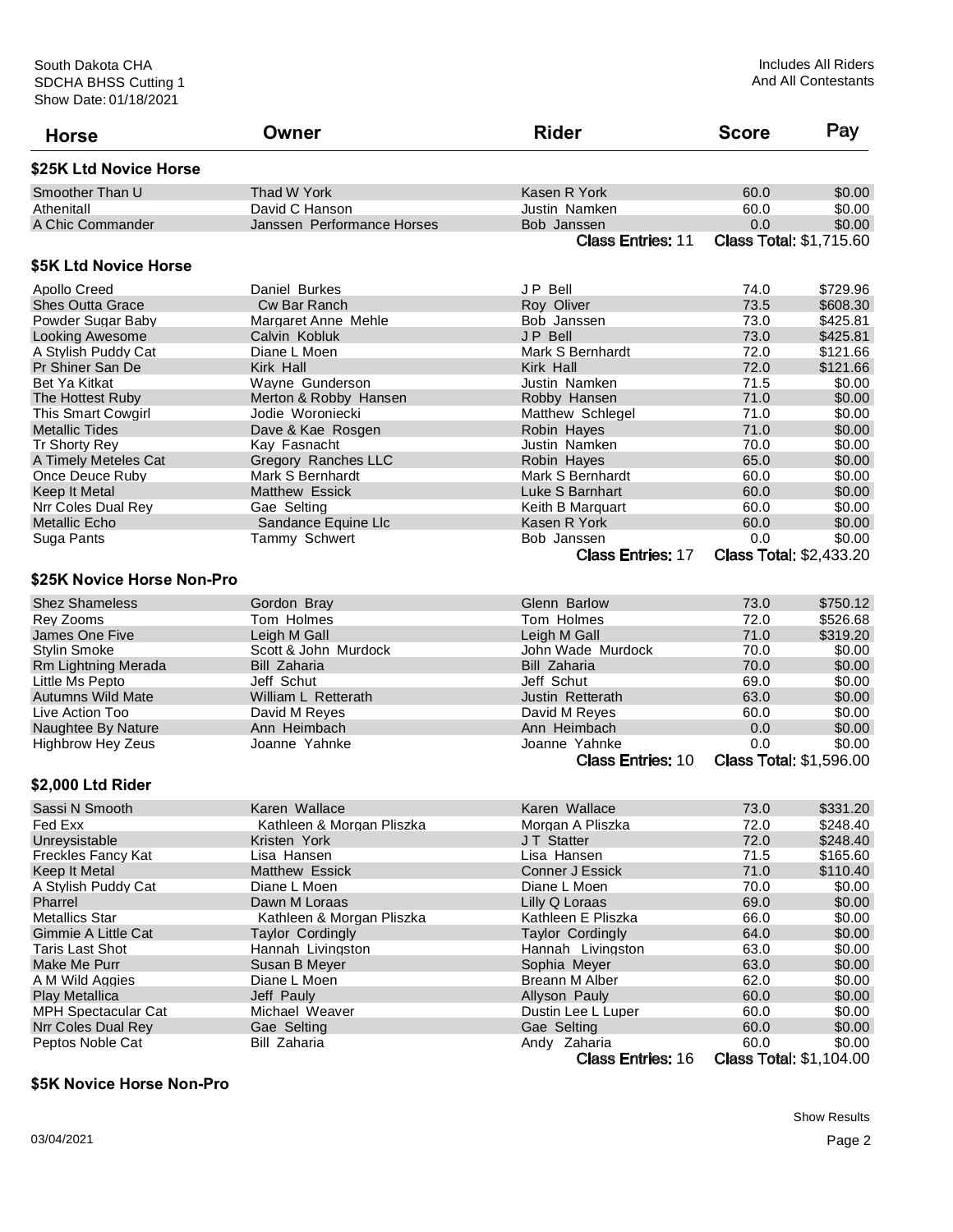| Horse | Owner | Rider | Score | Pay |
|---|---|---|---|---|

## \$25K Ltd Novice Horse

| Horse | Owner | Rider | Score | Pay |
|---|---|---|---|---|
| Smoother Than U | Thad W York | Kasen R York | 60.0 | \$0.00 |
| Athenitall | David C Hanson | Justin Namken | 60.0 | \$0.00 |
| A Chic Commander | Janssen Performance Horses | Bob Janssen | 0.0 | \$0.00 |
| | | Class Entries: 11 | Class Total: \$1,715.60 | |

## \$5K Ltd Novice Horse

| Horse | Owner | Rider | Score | Pay |
|---|---|---|---|---|
| Apollo Creed | Daniel Burkes | J P Bell | 74.0 | \$729.96 |
| Shes Outta Grace | Cw Bar Ranch | Roy Oliver | 73.5 | \$608.30 |
| Powder Sugar Baby | Margaret Anne Mehle | Bob Janssen | 73.0 | \$425.81 |
| Looking Awesome | Calvin Kobluk | J P Bell | 73.0 | \$425.81 |
| A Stylish Puddy Cat | Diane L Moen | Mark S Bernhardt | 72.0 | \$121.66 |
| Pr Shiner San De | Kirk Hall | Kirk Hall | 72.0 | \$121.66 |
| Bet Ya Kitkat | Wayne Gunderson | Justin Namken | 71.5 | \$0.00 |
| The Hottest Ruby | Merton & Robby Hansen | Robby Hansen | 71.0 | \$0.00 |
| This Smart Cowgirl | Jodie Woroniecki | Matthew Schlegel | 71.0 | \$0.00 |
| Metallic Tides | Dave & Kae Rosgen | Robin Hayes | 71.0 | \$0.00 |
| Tr Shorty Rey | Kay Fasnacht | Justin Namken | 70.0 | \$0.00 |
| A Timely Meteles Cat | Gregory Ranches LLC | Robin Hayes | 65.0 | \$0.00 |
| Once Deuce Ruby | Mark S Bernhardt | Mark S Bernhardt | 60.0 | \$0.00 |
| Keep It Metal | Matthew Essick | Luke S Barnhart | 60.0 | \$0.00 |
| Nrr Coles Dual Rey | Gae Selting | Keith B Marquart | 60.0 | \$0.00 |
| Metallic Echo | Sandance Equine Llc | Kasen R York | 60.0 | \$0.00 |
| Suga Pants | Tammy Schwert | Bob Janssen | 0.0 | \$0.00 |
| | | Class Entries: 17 | Class Total: \$2,433.20 | |

## \$25K Novice Horse Non-Pro

| Horse | Owner | Rider | Score | Pay |
|---|---|---|---|---|
| Shez Shameless | Gordon Bray | Glenn Barlow | 73.0 | \$750.12 |
| Rey Zooms | Tom Holmes | Tom Holmes | 72.0 | \$526.68 |
| James One Five | Leigh M Gall | Leigh M Gall | 71.0 | \$319.20 |
| Stylin Smoke | Scott & John Murdock | John Wade Murdock | 70.0 | \$0.00 |
| Rm Lightning Merada | Bill Zaharia | Bill Zaharia | 70.0 | \$0.00 |
| Little Ms Pepto | Jeff Schut | Jeff Schut | 69.0 | \$0.00 |
| Autumns Wild Mate | William L Retterath | Justin Retterath | 63.0 | \$0.00 |
| Live Action Too | David M Reyes | David M Reyes | 60.0 | \$0.00 |
| Naughtee By Nature | Ann Heimbach | Ann Heimbach | 0.0 | \$0.00 |
| Highbrow Hey Zeus | Joanne Yahnke | Joanne Yahnke | 0.0 | \$0.00 |
| | | Class Entries: 10 | Class Total: \$1,596.00 | |

## \$2,000 Ltd Rider

| Horse | Owner | Rider | Score | Pay |
|---|---|---|---|---|
| Sassi N Smooth | Karen Wallace | Karen Wallace | 73.0 | \$331.20 |
| Fed Exx | Kathleen & Morgan Pliszka | Morgan A Pliszka | 72.0 | \$248.40 |
| Unreysistable | Kristen York | J T Statter | 72.0 | \$248.40 |
| Freckles Fancy Kat | Lisa Hansen | Lisa Hansen | 71.5 | \$165.60 |
| Keep It Metal | Matthew Essick | Conner J Essick | 71.0 | \$110.40 |
| A Stylish Puddy Cat | Diane L Moen | Diane L Moen | 70.0 | \$0.00 |
| Pharrel | Dawn M Loraas | Lilly Q Loraas | 69.0 | \$0.00 |
| Metallics Star | Kathleen & Morgan Pliszka | Kathleen E Pliszka | 66.0 | \$0.00 |
| Gimmie A Little Cat | Taylor Cordingly | Taylor Cordingly | 64.0 | \$0.00 |
| Taris Last Shot | Hannah Livingston | Hannah Livingston | 63.0 | \$0.00 |
| Make Me Purr | Susan B Meyer | Sophia Meyer | 63.0 | \$0.00 |
| A M Wild Aggies | Diane L Moen | Breann M Alber | 62.0 | \$0.00 |
| Play Metallica | Jeff Pauly | Allyson Pauly | 60.0 | \$0.00 |
| MPH Spectacular Cat | Michael Weaver | Dustin Lee L Luper | 60.0 | \$0.00 |
| Nrr Coles Dual Rey | Gae Selting | Gae Selting | 60.0 | \$0.00 |
| Peptos Noble Cat | Bill Zaharia | Andy Zaharia | 60.0 | \$0.00 |
| | | Class Entries: 16 | Class Total: \$1,104.00 | |

## \$5K Novice Horse Non-Pro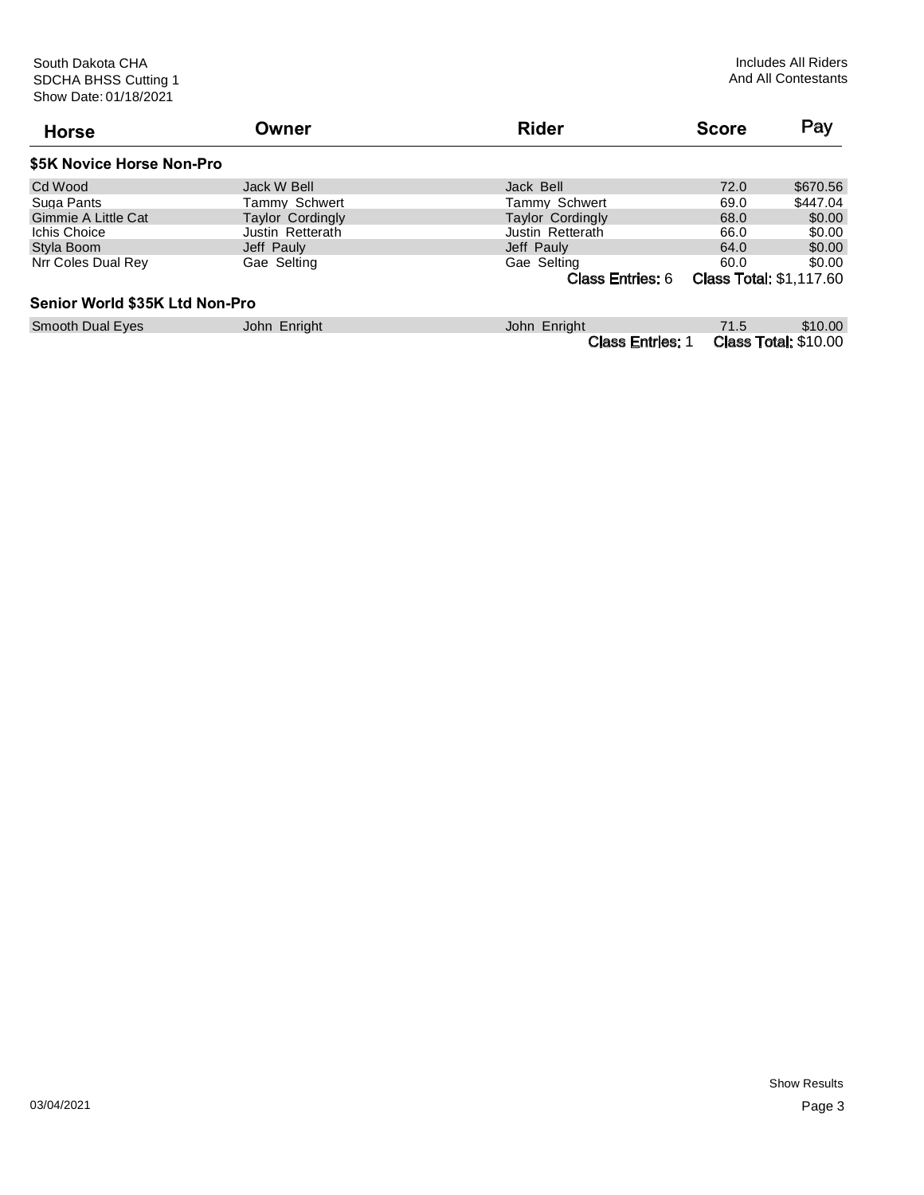South Dakota CHA
SDCHA BHSS Cutting 1
Show Date: 01/18/2021

Includes All Riders
And All Contestants

| Horse | Owner | Rider | Score | Pay |
|---|---|---|---|---|
| **$5K Novice Horse Non-Pro** | | | | |
| Cd Wood | Jack W Bell | Jack Bell | 72.0 | $670.56 |
| Suga Pants | Tammy Schwert | Tammy Schwert | 69.0 | $447.04 |
| Gimmie A Little Cat | Taylor Cordingly | Taylor Cordingly | 68.0 | $0.00 |
| Ichis Choice | Justin Retterath | Justin Retterath | 66.0 | $0.00 |
| Styla Boom | Jeff Pauly | Jeff Pauly | 64.0 | $0.00 |
| Nrr Coles Dual Rey | Gae Selting | Gae Selting | 60.0 | $0.00 |
| | | Class Entries: 6 | Class Total: $1,117.60 | |
| **Senior World $35K Ltd Non-Pro** | | | | |
| Smooth Dual Eyes | John Enright | John Enright | 71.5 | $10.00 |
| | | Class Entries: 1 | Class Total: $10.00 | |

03/04/2021

Show Results